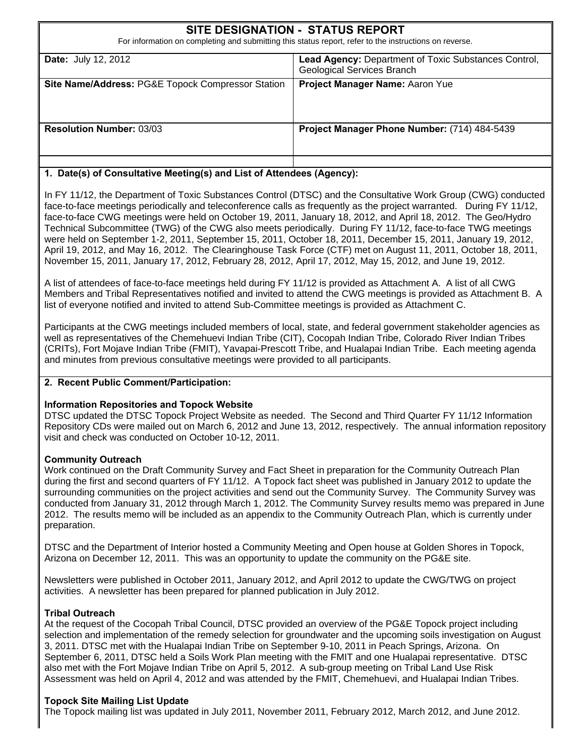# SITE DESIGNATION - STATUS REPORT

For information on completing and submitting this status report, refer to the instructions on reverse.

| | |
|---|---|
| **Date:** July 12, 2012 | **Lead Agency:** Department of Toxic Substances Control, Geological Services Branch |
| **Site Name/Address:** PG&E Topock Compressor Station | **Project Manager Name:** Aaron Yue |
| **Resolution Number:** 03/03 | **Project Manager Phone Number:** (714) 484-5439 |

## 1. Date(s) of Consultative Meeting(s) and List of Attendees (Agency):

In FY 11/12, the Department of Toxic Substances Control (DTSC) and the Consultative Work Group (CWG) conducted face-to-face meetings periodically and teleconference calls as frequently as the project warranted. During FY 11/12, face-to-face CWG meetings were held on October 19, 2011, January 18, 2012, and April 18, 2012. The Geo/Hydro Technical Subcommittee (TWG) of the CWG also meets periodically. During FY 11/12, face-to-face TWG meetings were held on September 1-2, 2011, September 15, 2011, October 18, 2011, December 15, 2011, January 19, 2012, April 19, 2012, and May 16, 2012. The Clearinghouse Task Force (CTF) met on August 11, 2011, October 18, 2011, November 15, 2011, January 17, 2012, February 28, 2012, April 17, 2012, May 15, 2012, and June 19, 2012.

A list of attendees of face-to-face meetings held during FY 11/12 is provided as Attachment A. A list of all CWG Members and Tribal Representatives notified and invited to attend the CWG meetings is provided as Attachment B. A list of everyone notified and invited to attend Sub-Committee meetings is provided as Attachment C.

Participants at the CWG meetings included members of local, state, and federal government stakeholder agencies as well as representatives of the Chemehuevi Indian Tribe (CIT), Cocopah Indian Tribe, Colorado River Indian Tribes (CRITs), Fort Mojave Indian Tribe (FMIT), Yavapai-Prescott Tribe, and Hualapai Indian Tribe. Each meeting agenda and minutes from previous consultative meetings were provided to all participants.

## 2. Recent Public Comment/Participation:

### Information Repositories and Topock Website

DTSC updated the DTSC Topock Project Website as needed. The Second and Third Quarter FY 11/12 Information Repository CDs were mailed out on March 6, 2012 and June 13, 2012, respectively. The annual information repository visit and check was conducted on October 10-12, 2011.

### Community Outreach

Work continued on the Draft Community Survey and Fact Sheet in preparation for the Community Outreach Plan during the first and second quarters of FY 11/12. A Topock fact sheet was published in January 2012 to update the surrounding communities on the project activities and send out the Community Survey. The Community Survey was conducted from January 31, 2012 through March 1, 2012. The Community Survey results memo was prepared in June 2012. The results memo will be included as an appendix to the Community Outreach Plan, which is currently under preparation.

DTSC and the Department of Interior hosted a Community Meeting and Open house at Golden Shores in Topock, Arizona on December 12, 2011. This was an opportunity to update the community on the PG&E site.

Newsletters were published in October 2011, January 2012, and April 2012 to update the CWG/TWG on project activities. A newsletter has been prepared for planned publication in July 2012.

### Tribal Outreach

At the request of the Cocopah Tribal Council, DTSC provided an overview of the PG&E Topock project including selection and implementation of the remedy selection for groundwater and the upcoming soils investigation on August 3, 2011. DTSC met with the Hualapai Indian Tribe on September 9-10, 2011 in Peach Springs, Arizona. On September 6, 2011, DTSC held a Soils Work Plan meeting with the FMIT and one Hualapai representative. DTSC also met with the Fort Mojave Indian Tribe on April 5, 2012. A sub-group meeting on Tribal Land Use Risk Assessment was held on April 4, 2012 and was attended by the FMIT, Chemehuevi, and Hualapai Indian Tribes.

### Topock Site Mailing List Update

The Topock mailing list was updated in July 2011, November 2011, February 2012, March 2012, and June 2012.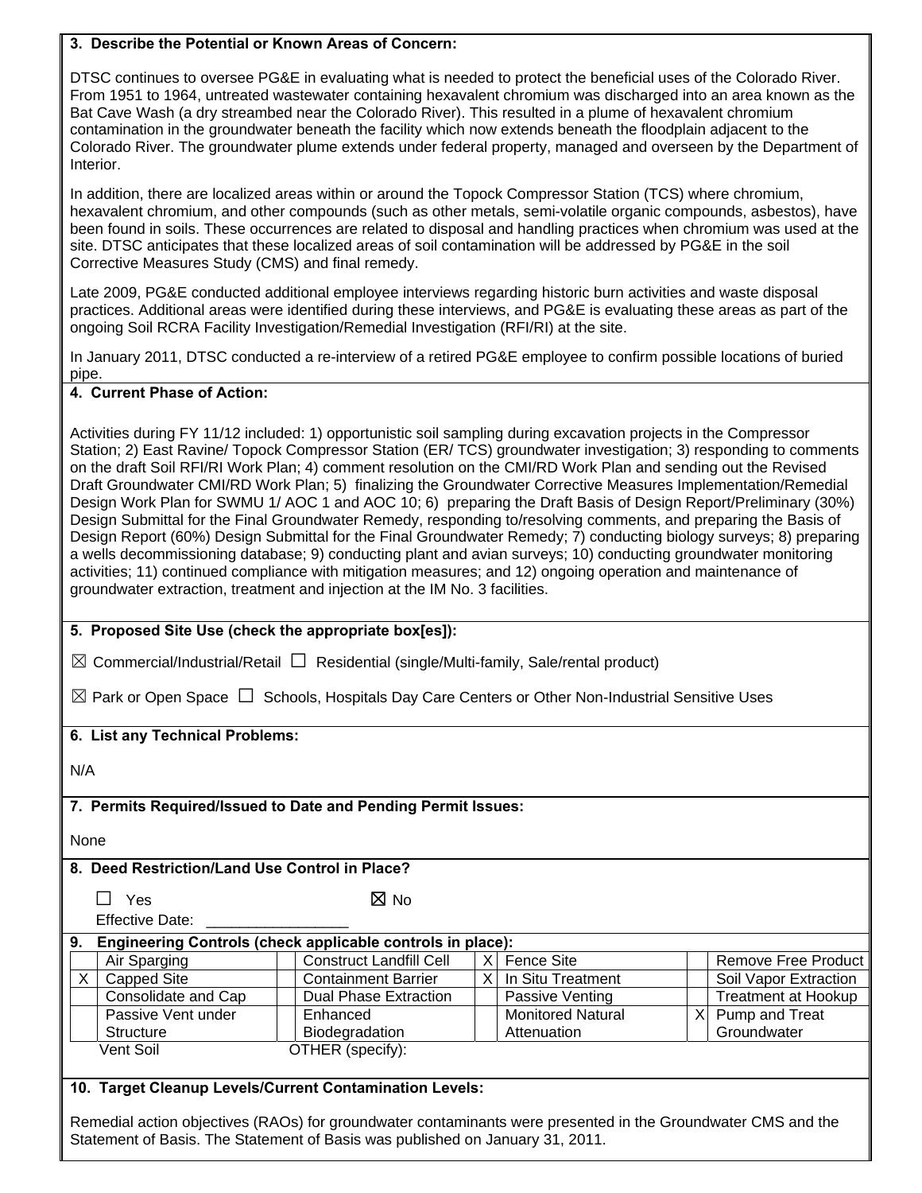**3. Describe the Potential or Known Areas of Concern:**

DTSC continues to oversee PG&E in evaluating what is needed to protect the beneficial uses of the Colorado River. From 1951 to 1964, untreated wastewater containing hexavalent chromium was discharged into an area known as the Bat Cave Wash (a dry streambed near the Colorado River). This resulted in a plume of hexavalent chromium contamination in the groundwater beneath the facility which now extends beneath the floodplain adjacent to the Colorado River. The groundwater plume extends under federal property, managed and overseen by the Department of Interior.

In addition, there are localized areas within or around the Topock Compressor Station (TCS) where chromium, hexavalent chromium, and other compounds (such as other metals, semi-volatile organic compounds, asbestos), have been found in soils. These occurrences are related to disposal and handling practices when chromium was used at the site. DTSC anticipates that these localized areas of soil contamination will be addressed by PG&E in the soil Corrective Measures Study (CMS) and final remedy.

Late 2009, PG&E conducted additional employee interviews regarding historic burn activities and waste disposal practices. Additional areas were identified during these interviews, and PG&E is evaluating these areas as part of the ongoing Soil RCRA Facility Investigation/Remedial Investigation (RFI/RI) at the site.

In January 2011, DTSC conducted a re-interview of a retired PG&E employee to confirm possible locations of buried pipe.

**4. Current Phase of Action:**

Activities during FY 11/12 included: 1) opportunistic soil sampling during excavation projects in the Compressor Station; 2) East Ravine/ Topock Compressor Station (ER/ TCS) groundwater investigation; 3) responding to comments on the draft Soil RFI/RI Work Plan; 4) comment resolution on the CMI/RD Work Plan and sending out the Revised Draft Groundwater CMI/RD Work Plan; 5) finalizing the Groundwater Corrective Measures Implementation/Remedial Design Work Plan for SWMU 1/ AOC 1 and AOC 10; 6) preparing the Draft Basis of Design Report/Preliminary (30%) Design Submittal for the Final Groundwater Remedy, responding to/resolving comments, and preparing the Basis of Design Report (60%) Design Submittal for the Final Groundwater Remedy; 7) conducting biology surveys; 8) preparing a wells decommissioning database; 9) conducting plant and avian surveys; 10) conducting groundwater monitoring activities; 11) continued compliance with mitigation measures; and 12) ongoing operation and maintenance of groundwater extraction, treatment and injection at the IM No. 3 facilities.

**5. Proposed Site Use (check the appropriate box[es]):**

☒ Commercial/Industrial/Retail ☐ Residential (single/Multi-family, Sale/rental product)

☒ Park or Open Space ☐ Schools, Hospitals Day Care Centers or Other Non-Industrial Sensitive Uses

**6. List any Technical Problems:**

N/A

**7. Permits Required/Issued to Date and Pending Permit Issues:**

None

**8. Deed Restriction/Land Use Control in Place?**

☐ Yes ☒ No

Effective Date: ________________

**9. Engineering Controls (check applicable controls in place):**

| | | | | | | | |
|---|---|---|---|---|---|---|---|
| | Air Sparging | | Construct Landfill Cell | X | Fence Site | | Remove Free Product |
| X | Capped Site | | Containment Barrier | X | In Situ Treatment | | Soil Vapor Extraction |
| | Consolidate and Cap | | Dual Phase Extraction | | Passive Venting | | Treatment at Hookup |
| | Passive Vent under Structure | | Enhanced Biodegradation | | Monitored Natural Attenuation | X | Pump and Treat Groundwater |

Vent Soil OTHER (specify):

**10. Target Cleanup Levels/Current Contamination Levels:**

Remedial action objectives (RAOs) for groundwater contaminants were presented in the Groundwater CMS and the Statement of Basis. The Statement of Basis was published on January 31, 2011.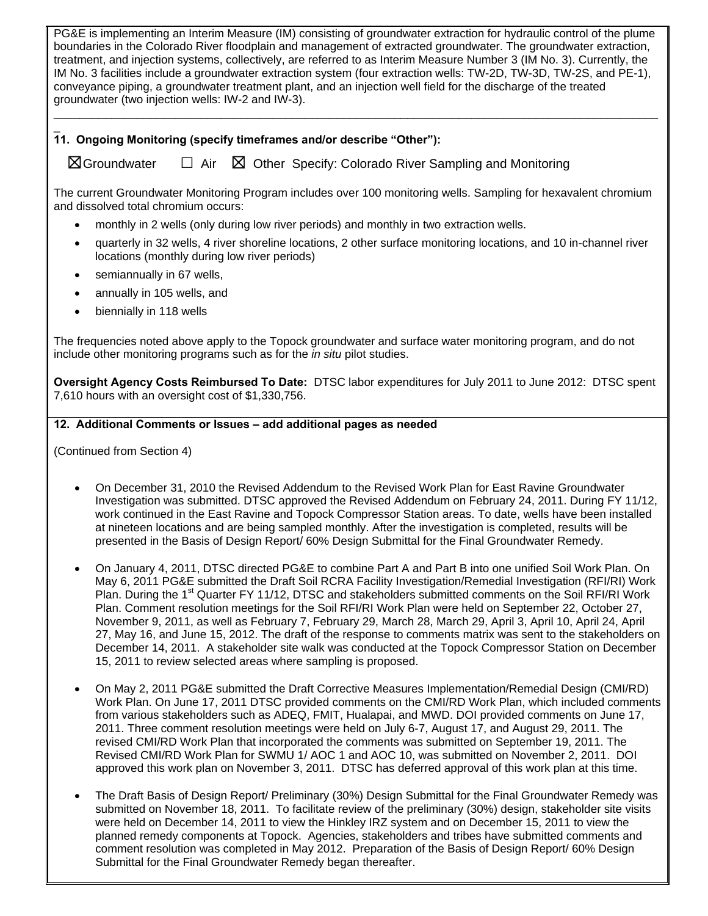PG&E is implementing an Interim Measure (IM) consisting of groundwater extraction for hydraulic control of the plume boundaries in the Colorado River floodplain and management of extracted groundwater. The groundwater extraction, treatment, and injection systems, collectively, are referred to as Interim Measure Number 3 (IM No. 3). Currently, the IM No. 3 facilities include a groundwater extraction system (four extraction wells: TW-2D, TW-3D, TW-2S, and PE-1), conveyance piping, a groundwater treatment plant, and an injection well field for the discharge of the treated groundwater (two injection wells: IW-2 and IW-3).

### 11. Ongoing Monitoring (specify timeframes and/or describe “Other”):

☒ Groundwater ☐ Air ☒ Other Specify: Colorado River Sampling and Monitoring

The current Groundwater Monitoring Program includes over 100 monitoring wells. Sampling for hexavalent chromium and dissolved total chromium occurs:

- monthly in 2 wells (only during low river periods) and monthly in two extraction wells.
- quarterly in 32 wells, 4 river shoreline locations, 2 other surface monitoring locations, and 10 in-channel river locations (monthly during low river periods)
- semiannually in 67 wells,
- annually in 105 wells, and
- biennially in 118 wells

The frequencies noted above apply to the Topock groundwater and surface water monitoring program, and do not include other monitoring programs such as for the *in situ* pilot studies.

**Oversight Agency Costs Reimbursed To Date:** DTSC labor expenditures for July 2011 to June 2012: DTSC spent 7,610 hours with an oversight cost of $1,330,756.

### 12. Additional Comments or Issues – add additional pages as needed

(Continued from Section 4)

- On December 31, 2010 the Revised Addendum to the Revised Work Plan for East Ravine Groundwater Investigation was submitted. DTSC approved the Revised Addendum on February 24, 2011. During FY 11/12, work continued in the East Ravine and Topock Compressor Station areas. To date, wells have been installed at nineteen locations and are being sampled monthly. After the investigation is completed, results will be presented in the Basis of Design Report/ 60% Design Submittal for the Final Groundwater Remedy.
- On January 4, 2011, DTSC directed PG&E to combine Part A and Part B into one unified Soil Work Plan. On May 6, 2011 PG&E submitted the Draft Soil RCRA Facility Investigation/Remedial Investigation (RFI/RI) Work Plan. During the 1st Quarter FY 11/12, DTSC and stakeholders submitted comments on the Soil RFI/RI Work Plan. Comment resolution meetings for the Soil RFI/RI Work Plan were held on September 22, October 27, November 9, 2011, as well as February 7, February 29, March 28, March 29, April 3, April 10, April 24, April 27, May 16, and June 15, 2012. The draft of the response to comments matrix was sent to the stakeholders on December 14, 2011. A stakeholder site walk was conducted at the Topock Compressor Station on December 15, 2011 to review selected areas where sampling is proposed.
- On May 2, 2011 PG&E submitted the Draft Corrective Measures Implementation/Remedial Design (CMI/RD) Work Plan. On June 17, 2011 DTSC provided comments on the CMI/RD Work Plan, which included comments from various stakeholders such as ADEQ, FMIT, Hualapai, and MWD. DOI provided comments on June 17, 2011. Three comment resolution meetings were held on July 6-7, August 17, and August 29, 2011. The revised CMI/RD Work Plan that incorporated the comments was submitted on September 19, 2011. The Revised CMI/RD Work Plan for SWMU 1/ AOC 1 and AOC 10, was submitted on November 2, 2011. DOI approved this work plan on November 3, 2011. DTSC has deferred approval of this work plan at this time.
- The Draft Basis of Design Report/ Preliminary (30%) Design Submittal for the Final Groundwater Remedy was submitted on November 18, 2011. To facilitate review of the preliminary (30%) design, stakeholder site visits were held on December 14, 2011 to view the Hinkley IRZ system and on December 15, 2011 to view the planned remedy components at Topock. Agencies, stakeholders and tribes have submitted comments and comment resolution was completed in May 2012. Preparation of the Basis of Design Report/ 60% Design Submittal for the Final Groundwater Remedy began thereafter.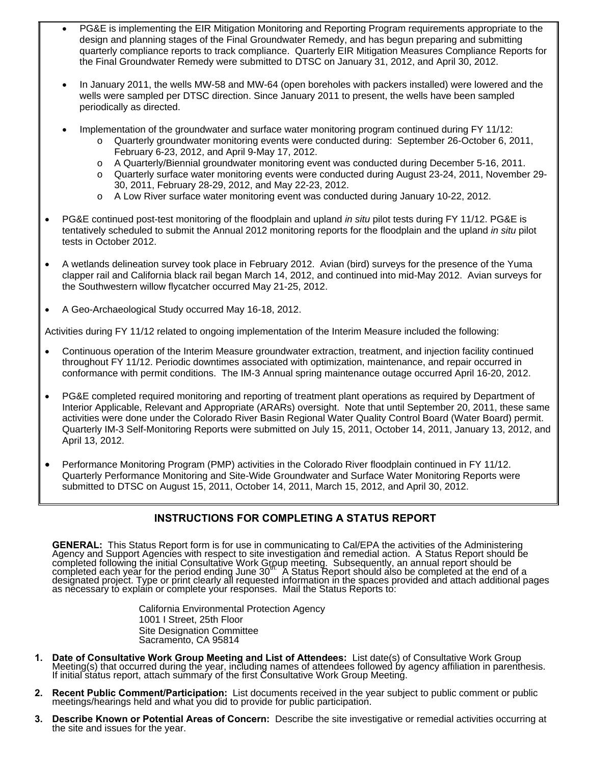- PG&E is implementing the EIR Mitigation Monitoring and Reporting Program requirements appropriate to the design and planning stages of the Final Groundwater Remedy, and has begun preparing and submitting quarterly compliance reports to track compliance. Quarterly EIR Mitigation Measures Compliance Reports for the Final Groundwater Remedy were submitted to DTSC on January 31, 2012, and April 30, 2012.

- In January 2011, the wells MW-58 and MW-64 (open boreholes with packers installed) were lowered and the wells were sampled per DTSC direction. Since January 2011 to present, the wells have been sampled periodically as directed.

- Implementation of the groundwater and surface water monitoring program continued during FY 11/12:
  - Quarterly groundwater monitoring events were conducted during: September 26-October 6, 2011, February 6-23, 2012, and April 9-May 17, 2012.
  - A Quarterly/Biennial groundwater monitoring event was conducted during December 5-16, 2011.
  - Quarterly surface water monitoring events were conducted during August 23-24, 2011, November 29-30, 2011, February 28-29, 2012, and May 22-23, 2012.
  - A Low River surface water monitoring event was conducted during January 10-22, 2012.

- PG&E continued post-test monitoring of the floodplain and upland *in situ* pilot tests during FY 11/12. PG&E is tentatively scheduled to submit the Annual 2012 monitoring reports for the floodplain and the upland *in situ* pilot tests in October 2012.

- A wetlands delineation survey took place in February 2012. Avian (bird) surveys for the presence of the Yuma clapper rail and California black rail began March 14, 2012, and continued into mid-May 2012. Avian surveys for the Southwestern willow flycatcher occurred May 21-25, 2012.

- A Geo-Archaeological Study occurred May 16-18, 2012.

Activities during FY 11/12 related to ongoing implementation of the Interim Measure included the following:

- Continuous operation of the Interim Measure groundwater extraction, treatment, and injection facility continued throughout FY 11/12. Periodic downtimes associated with optimization, maintenance, and repair occurred in conformance with permit conditions. The IM-3 Annual spring maintenance outage occurred April 16-20, 2012.

- PG&E completed required monitoring and reporting of treatment plant operations as required by Department of Interior Applicable, Relevant and Appropriate (ARARs) oversight. Note that until September 20, 2011, these same activities were done under the Colorado River Basin Regional Water Quality Control Board (Water Board) permit. Quarterly IM-3 Self-Monitoring Reports were submitted on July 15, 2011, October 14, 2011, January 13, 2012, and April 13, 2012.

- Performance Monitoring Program (PMP) activities in the Colorado River floodplain continued in FY 11/12. Quarterly Performance Monitoring and Site-Wide Groundwater and Surface Water Monitoring Reports were submitted to DTSC on August 15, 2011, October 14, 2011, March 15, 2012, and April 30, 2012.

## INSTRUCTIONS FOR COMPLETING A STATUS REPORT

**GENERAL:** This Status Report form is for use in communicating to Cal/EPA the activities of the Administering Agency and Support Agencies with respect to site investigation and remedial action. A Status Report should be completed following the initial Consultative Work Group meeting. Subsequently, an annual report should be completed each year for the period ending June 30th. A Status Report should also be completed at the end of a designated project. Type or print clearly all requested information in the spaces provided and attach additional pages as necessary to explain or complete your responses. Mail the Status Reports to:

California Environmental Protection Agency
1001 I Street, 25th Floor
Site Designation Committee
Sacramento, CA 95814

1. **Date of Consultative Work Group Meeting and List of Attendees:** List date(s) of Consultative Work Group Meeting(s) that occurred during the year, including names of attendees followed by agency affiliation in parenthesis. If initial status report, attach summary of the first Consultative Work Group Meeting.

2. **Recent Public Comment/Participation:** List documents received in the year subject to public comment or public meetings/hearings held and what you did to provide for public participation.

3. **Describe Known or Potential Areas of Concern:** Describe the site investigative or remedial activities occurring at the site and issues for the year.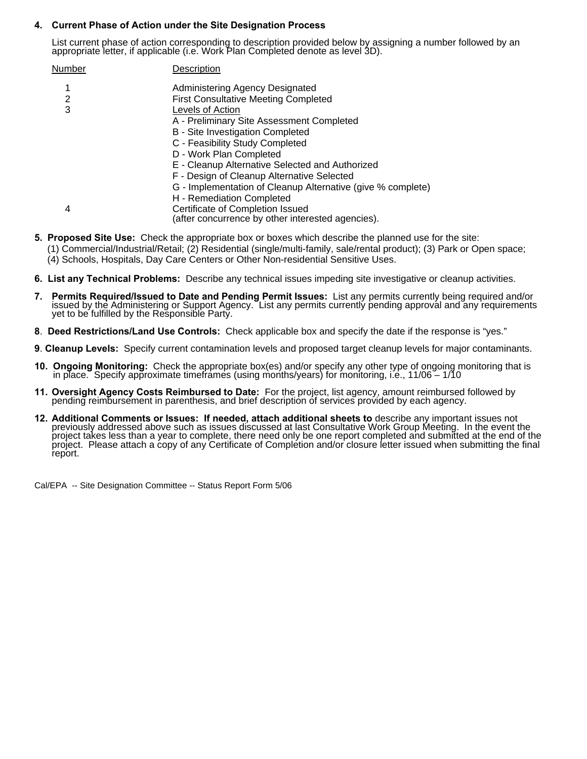**4. Current Phase of Action under the Site Designation Process**

List current phase of action corresponding to description provided below by assigning a number followed by an appropriate letter, if applicable (i.e. Work Plan Completed denote as level 3D).

| Number | Description |
|---|---|
| 1 | Administering Agency Designated |
| 2 | First Consultative Meeting Completed |
| 3 | Levels of Action<br>A - Preliminary Site Assessment Completed<br>B - Site Investigation Completed<br>C - Feasibility Study Completed<br>D - Work Plan Completed<br>E - Cleanup Alternative Selected and Authorized<br>F - Design of Cleanup Alternative Selected<br>G - Implementation of Cleanup Alternative (give % complete)<br>H - Remediation Completed |
| 4 | Certificate of Completion Issued<br>(after concurrence by other interested agencies). |

**5. Proposed Site Use:** Check the appropriate box or boxes which describe the planned use for the site: (1) Commercial/Industrial/Retail; (2) Residential (single/multi-family, sale/rental product); (3) Park or Open space; (4) Schools, Hospitals, Day Care Centers or Other Non-residential Sensitive Uses.

**6. List any Technical Problems:** Describe any technical issues impeding site investigative or cleanup activities.

**7. Permits Required/Issued to Date and Pending Permit Issues:** List any permits currently being required and/or issued by the Administering or Support Agency. List any permits currently pending approval and any requirements yet to be fulfilled by the Responsible Party.

**8. Deed Restrictions/Land Use Controls:** Check applicable box and specify the date if the response is "yes."

**9. Cleanup Levels:** Specify current contamination levels and proposed target cleanup levels for major contaminants.

**10. Ongoing Monitoring:** Check the appropriate box(es) and/or specify any other type of ongoing monitoring that is in place. Specify approximate timeframes (using months/years) for monitoring, i.e., 11/06 – 1/10

**11. Oversight Agency Costs Reimbursed to Date:** For the project, list agency, amount reimbursed followed by pending reimbursement in parenthesis, and brief description of services provided by each agency.

**12. Additional Comments or Issues: If needed, attach additional sheets to** describe any important issues not previously addressed above such as issues discussed at last Consultative Work Group Meeting. In the event the project takes less than a year to complete, there need only be one report completed and submitted at the end of the project. Please attach a copy of any Certificate of Completion and/or closure letter issued when submitting the final report.

Cal/EPA -- Site Designation Committee -- Status Report Form 5/06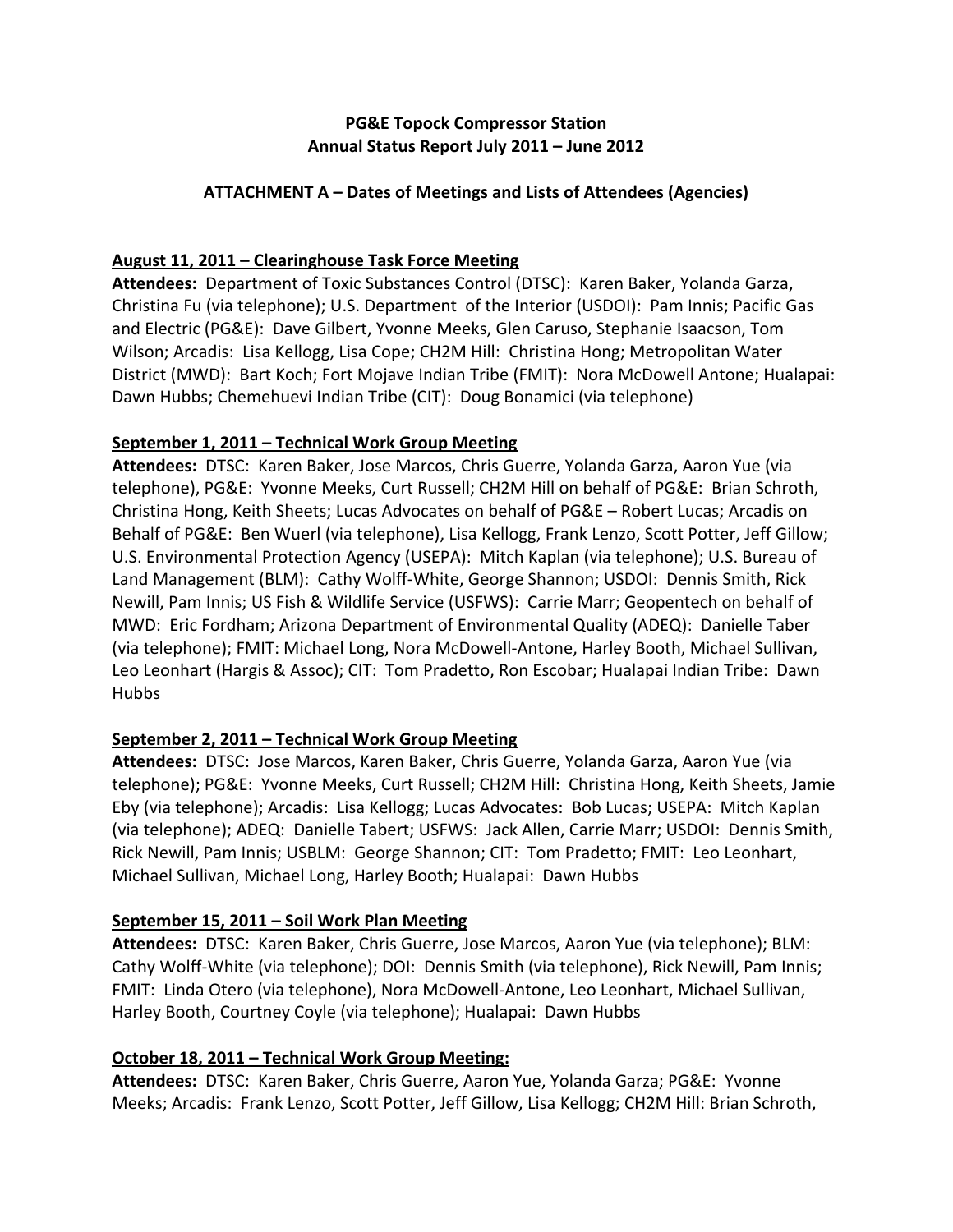**PG&E Topock Compressor Station**
**Annual Status Report July 2011 – June 2012**

**ATTACHMENT A – Dates of Meetings and Lists of Attendees (Agencies)**

**August 11, 2011 – Clearinghouse Task Force Meeting**

**Attendees:** Department of Toxic Substances Control (DTSC): Karen Baker, Yolanda Garza, Christina Fu (via telephone); U.S. Department of the Interior (USDOI): Pam Innis; Pacific Gas and Electric (PG&E): Dave Gilbert, Yvonne Meeks, Glen Caruso, Stephanie Isaacson, Tom Wilson; Arcadis: Lisa Kellogg, Lisa Cope; CH2M Hill: Christina Hong; Metropolitan Water District (MWD): Bart Koch; Fort Mojave Indian Tribe (FMIT): Nora McDowell Antone; Hualapai: Dawn Hubbs; Chemehuevi Indian Tribe (CIT): Doug Bonamici (via telephone)

**September 1, 2011 – Technical Work Group Meeting**

**Attendees:** DTSC: Karen Baker, Jose Marcos, Chris Guerre, Yolanda Garza, Aaron Yue (via telephone), PG&E: Yvonne Meeks, Curt Russell; CH2M Hill on behalf of PG&E: Brian Schroth, Christina Hong, Keith Sheets; Lucas Advocates on behalf of PG&E – Robert Lucas; Arcadis on Behalf of PG&E: Ben Wuerl (via telephone), Lisa Kellogg, Frank Lenzo, Scott Potter, Jeff Gillow; U.S. Environmental Protection Agency (USEPA): Mitch Kaplan (via telephone); U.S. Bureau of Land Management (BLM): Cathy Wolff-White, George Shannon; USDOI: Dennis Smith, Rick Newill, Pam Innis; US Fish & Wildlife Service (USFWS): Carrie Marr; Geopentech on behalf of MWD: Eric Fordham; Arizona Department of Environmental Quality (ADEQ): Danielle Taber (via telephone); FMIT: Michael Long, Nora McDowell-Antone, Harley Booth, Michael Sullivan, Leo Leonhart (Hargis & Assoc); CIT: Tom Pradetto, Ron Escobar; Hualapai Indian Tribe: Dawn Hubbs

**September 2, 2011 – Technical Work Group Meeting**

**Attendees:** DTSC: Jose Marcos, Karen Baker, Chris Guerre, Yolanda Garza, Aaron Yue (via telephone); PG&E: Yvonne Meeks, Curt Russell; CH2M Hill: Christina Hong, Keith Sheets, Jamie Eby (via telephone); Arcadis: Lisa Kellogg; Lucas Advocates: Bob Lucas; USEPA: Mitch Kaplan (via telephone); ADEQ: Danielle Tabert; USFWS: Jack Allen, Carrie Marr; USDOI: Dennis Smith, Rick Newill, Pam Innis; USBLM: George Shannon; CIT: Tom Pradetto; FMIT: Leo Leonhart, Michael Sullivan, Michael Long, Harley Booth; Hualapai: Dawn Hubbs

**September 15, 2011 – Soil Work Plan Meeting**

**Attendees:** DTSC: Karen Baker, Chris Guerre, Jose Marcos, Aaron Yue (via telephone); BLM: Cathy Wolff-White (via telephone); DOI: Dennis Smith (via telephone), Rick Newill, Pam Innis; FMIT: Linda Otero (via telephone), Nora McDowell-Antone, Leo Leonhart, Michael Sullivan, Harley Booth, Courtney Coyle (via telephone); Hualapai: Dawn Hubbs

**October 18, 2011 – Technical Work Group Meeting:**

**Attendees:** DTSC: Karen Baker, Chris Guerre, Aaron Yue, Yolanda Garza; PG&E: Yvonne Meeks; Arcadis: Frank Lenzo, Scott Potter, Jeff Gillow, Lisa Kellogg; CH2M Hill: Brian Schroth,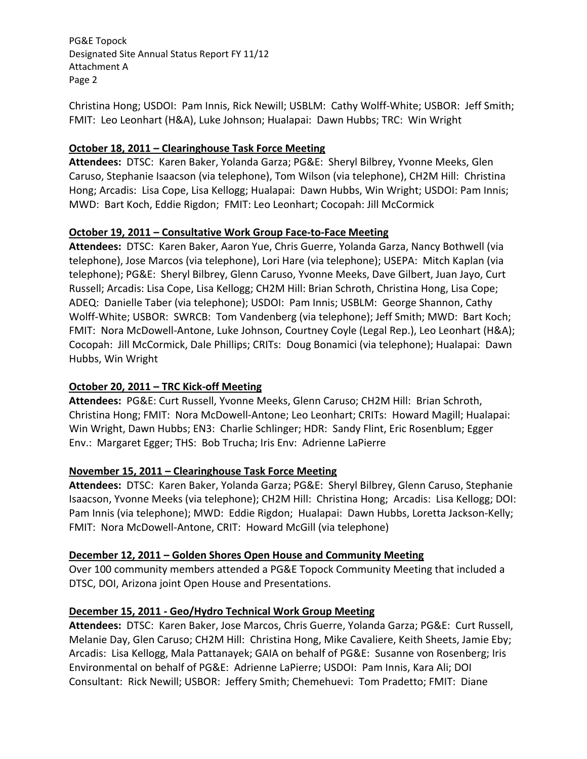Christina Hong; USDOI: Pam Innis, Rick Newill; USBLM: Cathy Wolff-White; USBOR: Jeff Smith; FMIT: Leo Leonhart (H&A), Luke Johnson; Hualapai: Dawn Hubbs; TRC: Win Wright

**October 18, 2011 – Clearinghouse Task Force Meeting**

**Attendees:** DTSC: Karen Baker, Yolanda Garza; PG&E: Sheryl Bilbrey, Yvonne Meeks, Glen Caruso, Stephanie Isaacson (via telephone), Tom Wilson (via telephone), CH2M Hill: Christina Hong; Arcadis: Lisa Cope, Lisa Kellogg; Hualapai: Dawn Hubbs, Win Wright; USDOI: Pam Innis; MWD: Bart Koch, Eddie Rigdon; FMIT: Leo Leonhart; Cocopah: Jill McCormick

**October 19, 2011 – Consultative Work Group Face-to-Face Meeting**

**Attendees:** DTSC: Karen Baker, Aaron Yue, Chris Guerre, Yolanda Garza, Nancy Bothwell (via telephone), Jose Marcos (via telephone), Lori Hare (via telephone); USEPA: Mitch Kaplan (via telephone); PG&E: Sheryl Bilbrey, Glenn Caruso, Yvonne Meeks, Dave Gilbert, Juan Jayo, Curt Russell; Arcadis: Lisa Cope, Lisa Kellogg; CH2M Hill: Brian Schroth, Christina Hong, Lisa Cope; ADEQ: Danielle Taber (via telephone); USDOI: Pam Innis; USBLM: George Shannon, Cathy Wolff-White; USBOR: SWRCB: Tom Vandenberg (via telephone); Jeff Smith; MWD: Bart Koch; FMIT: Nora McDowell-Antone, Luke Johnson, Courtney Coyle (Legal Rep.), Leo Leonhart (H&A); Cocopah: Jill McCormick, Dale Phillips; CRITs: Doug Bonamici (via telephone); Hualapai: Dawn Hubbs, Win Wright

**October 20, 2011 – TRC Kick-off Meeting**

**Attendees:** PG&E: Curt Russell, Yvonne Meeks, Glenn Caruso; CH2M Hill: Brian Schroth, Christina Hong; FMIT: Nora McDowell-Antone; Leo Leonhart; CRITs: Howard Magill; Hualapai: Win Wright, Dawn Hubbs; EN3: Charlie Schlinger; HDR: Sandy Flint, Eric Rosenblum; Egger Env.: Margaret Egger; THS: Bob Trucha; Iris Env: Adrienne LaPierre

**November 15, 2011 – Clearinghouse Task Force Meeting**

**Attendees:** DTSC: Karen Baker, Yolanda Garza; PG&E: Sheryl Bilbrey, Glenn Caruso, Stephanie Isaacson, Yvonne Meeks (via telephone); CH2M Hill: Christina Hong; Arcadis: Lisa Kellogg; DOI: Pam Innis (via telephone); MWD: Eddie Rigdon; Hualapai: Dawn Hubbs, Loretta Jackson-Kelly; FMIT: Nora McDowell-Antone, CRIT: Howard McGill (via telephone)

**December 12, 2011 – Golden Shores Open House and Community Meeting**

Over 100 community members attended a PG&E Topock Community Meeting that included a DTSC, DOI, Arizona joint Open House and Presentations.

**December 15, 2011 - Geo/Hydro Technical Work Group Meeting**

**Attendees:** DTSC: Karen Baker, Jose Marcos, Chris Guerre, Yolanda Garza; PG&E: Curt Russell, Melanie Day, Glen Caruso; CH2M Hill: Christina Hong, Mike Cavaliere, Keith Sheets, Jamie Eby; Arcadis: Lisa Kellogg, Mala Pattanayek; GAIA on behalf of PG&E: Susanne von Rosenberg; Iris Environmental on behalf of PG&E: Adrienne LaPierre; USDOI: Pam Innis, Kara Ali; DOI Consultant: Rick Newill; USBOR: Jeffery Smith; Chemehuevi: Tom Pradetto; FMIT: Diane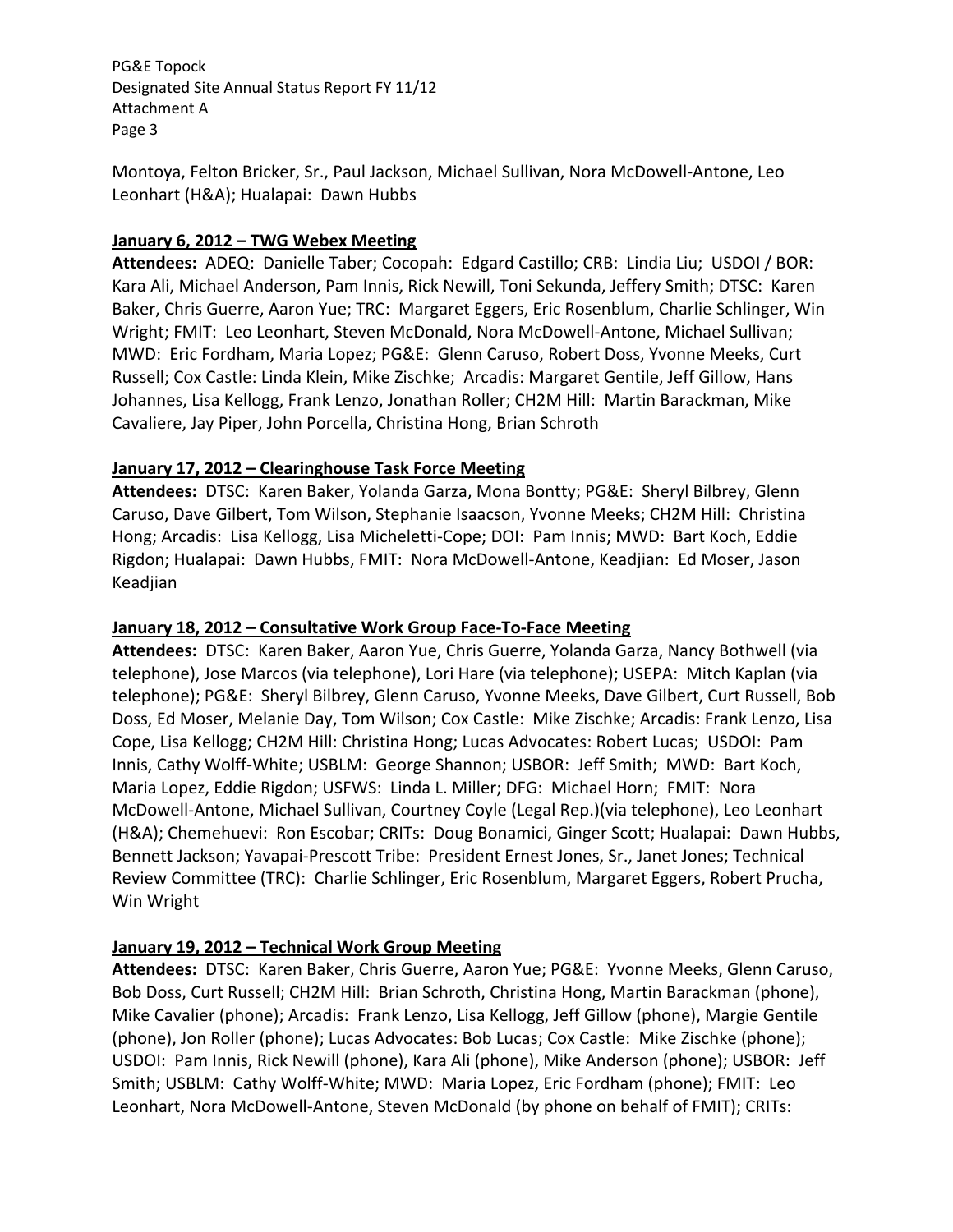Montoya, Felton Bricker, Sr., Paul Jackson, Michael Sullivan, Nora McDowell-Antone, Leo Leonhart (H&A); Hualapai: Dawn Hubbs

**January 6, 2012 – TWG Webex Meeting**

**Attendees:** ADEQ: Danielle Taber; Cocopah: Edgard Castillo; CRB: Lindia Liu; USDOI / BOR: Kara Ali, Michael Anderson, Pam Innis, Rick Newill, Toni Sekunda, Jeffery Smith; DTSC: Karen Baker, Chris Guerre, Aaron Yue; TRC: Margaret Eggers, Eric Rosenblum, Charlie Schlinger, Win Wright; FMIT: Leo Leonhart, Steven McDonald, Nora McDowell-Antone, Michael Sullivan; MWD: Eric Fordham, Maria Lopez; PG&E: Glenn Caruso, Robert Doss, Yvonne Meeks, Curt Russell; Cox Castle: Linda Klein, Mike Zischke; Arcadis: Margaret Gentile, Jeff Gillow, Hans Johannes, Lisa Kellogg, Frank Lenzo, Jonathan Roller; CH2M Hill: Martin Barackman, Mike Cavaliere, Jay Piper, John Porcella, Christina Hong, Brian Schroth

**January 17, 2012 – Clearinghouse Task Force Meeting**

**Attendees:** DTSC: Karen Baker, Yolanda Garza, Mona Bontty; PG&E: Sheryl Bilbrey, Glenn Caruso, Dave Gilbert, Tom Wilson, Stephanie Isaacson, Yvonne Meeks; CH2M Hill: Christina Hong; Arcadis: Lisa Kellogg, Lisa Micheletti-Cope; DOI: Pam Innis; MWD: Bart Koch, Eddie Rigdon; Hualapai: Dawn Hubbs, FMIT: Nora McDowell-Antone, Keadjian: Ed Moser, Jason Keadjian

**January 18, 2012 – Consultative Work Group Face-To-Face Meeting**

**Attendees:** DTSC: Karen Baker, Aaron Yue, Chris Guerre, Yolanda Garza, Nancy Bothwell (via telephone), Jose Marcos (via telephone), Lori Hare (via telephone); USEPA: Mitch Kaplan (via telephone); PG&E: Sheryl Bilbrey, Glenn Caruso, Yvonne Meeks, Dave Gilbert, Curt Russell, Bob Doss, Ed Moser, Melanie Day, Tom Wilson; Cox Castle: Mike Zischke; Arcadis: Frank Lenzo, Lisa Cope, Lisa Kellogg; CH2M Hill: Christina Hong; Lucas Advocates: Robert Lucas; USDOI: Pam Innis, Cathy Wolff-White; USBLM: George Shannon; USBOR: Jeff Smith; MWD: Bart Koch, Maria Lopez, Eddie Rigdon; USFWS: Linda L. Miller; DFG: Michael Horn; FMIT: Nora McDowell-Antone, Michael Sullivan, Courtney Coyle (Legal Rep.)(via telephone), Leo Leonhart (H&A); Chemehuevi: Ron Escobar; CRITs: Doug Bonamici, Ginger Scott; Hualapai: Dawn Hubbs, Bennett Jackson; Yavapai-Prescott Tribe: President Ernest Jones, Sr., Janet Jones; Technical Review Committee (TRC): Charlie Schlinger, Eric Rosenblum, Margaret Eggers, Robert Prucha, Win Wright

**January 19, 2012 – Technical Work Group Meeting**

**Attendees:** DTSC: Karen Baker, Chris Guerre, Aaron Yue; PG&E: Yvonne Meeks, Glenn Caruso, Bob Doss, Curt Russell; CH2M Hill: Brian Schroth, Christina Hong, Martin Barackman (phone), Mike Cavalier (phone); Arcadis: Frank Lenzo, Lisa Kellogg, Jeff Gillow (phone), Margie Gentile (phone), Jon Roller (phone); Lucas Advocates: Bob Lucas; Cox Castle: Mike Zischke (phone); USDOI: Pam Innis, Rick Newill (phone), Kara Ali (phone), Mike Anderson (phone); USBOR: Jeff Smith; USBLM: Cathy Wolff-White; MWD: Maria Lopez, Eric Fordham (phone); FMIT: Leo Leonhart, Nora McDowell-Antone, Steven McDonald (by phone on behalf of FMIT); CRITs: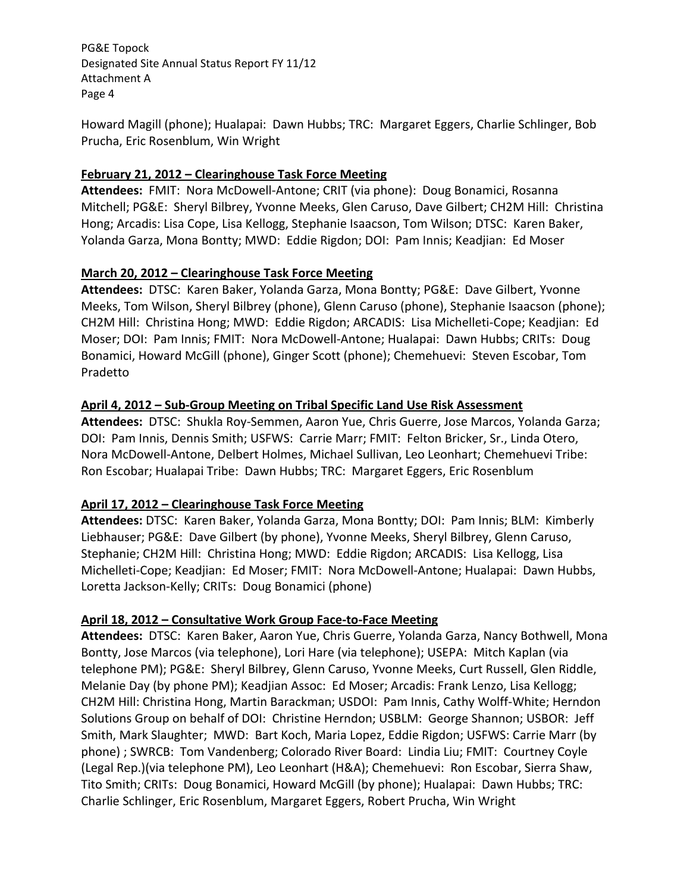Howard Magill (phone); Hualapai: Dawn Hubbs; TRC: Margaret Eggers, Charlie Schlinger, Bob Prucha, Eric Rosenblum, Win Wright

**February 21, 2012 – Clearinghouse Task Force Meeting**

**Attendees:** FMIT: Nora McDowell-Antone; CRIT (via phone): Doug Bonamici, Rosanna Mitchell; PG&E: Sheryl Bilbrey, Yvonne Meeks, Glen Caruso, Dave Gilbert; CH2M Hill: Christina Hong; Arcadis: Lisa Cope, Lisa Kellogg, Stephanie Isaacson, Tom Wilson; DTSC: Karen Baker, Yolanda Garza, Mona Bontty; MWD: Eddie Rigdon; DOI: Pam Innis; Keadjian: Ed Moser

**March 20, 2012 – Clearinghouse Task Force Meeting**

**Attendees:** DTSC: Karen Baker, Yolanda Garza, Mona Bontty; PG&E: Dave Gilbert, Yvonne Meeks, Tom Wilson, Sheryl Bilbrey (phone), Glenn Caruso (phone), Stephanie Isaacson (phone); CH2M Hill: Christina Hong; MWD: Eddie Rigdon; ARCADIS: Lisa Michelleti-Cope; Keadjian: Ed Moser; DOI: Pam Innis; FMIT: Nora McDowell-Antone; Hualapai: Dawn Hubbs; CRITs: Doug Bonamici, Howard McGill (phone), Ginger Scott (phone); Chemehuevi: Steven Escobar, Tom Pradetto

**April 4, 2012 – Sub-Group Meeting on Tribal Specific Land Use Risk Assessment**

**Attendees:** DTSC: Shukla Roy-Semmen, Aaron Yue, Chris Guerre, Jose Marcos, Yolanda Garza; DOI: Pam Innis, Dennis Smith; USFWS: Carrie Marr; FMIT: Felton Bricker, Sr., Linda Otero, Nora McDowell-Antone, Delbert Holmes, Michael Sullivan, Leo Leonhart; Chemehuevi Tribe: Ron Escobar; Hualapai Tribe: Dawn Hubbs; TRC: Margaret Eggers, Eric Rosenblum

**April 17, 2012 – Clearinghouse Task Force Meeting**

**Attendees:** DTSC: Karen Baker, Yolanda Garza, Mona Bontty; DOI: Pam Innis; BLM: Kimberly Liebhauser; PG&E: Dave Gilbert (by phone), Yvonne Meeks, Sheryl Bilbrey, Glenn Caruso, Stephanie; CH2M Hill: Christina Hong; MWD: Eddie Rigdon; ARCADIS: Lisa Kellogg, Lisa Michelleti-Cope; Keadjian: Ed Moser; FMIT: Nora McDowell-Antone; Hualapai: Dawn Hubbs, Loretta Jackson-Kelly; CRITs: Doug Bonamici (phone)

**April 18, 2012 – Consultative Work Group Face-to-Face Meeting**

**Attendees:** DTSC: Karen Baker, Aaron Yue, Chris Guerre, Yolanda Garza, Nancy Bothwell, Mona Bontty, Jose Marcos (via telephone), Lori Hare (via telephone); USEPA: Mitch Kaplan (via telephone PM); PG&E: Sheryl Bilbrey, Glenn Caruso, Yvonne Meeks, Curt Russell, Glen Riddle, Melanie Day (by phone PM); Keadjian Assoc: Ed Moser; Arcadis: Frank Lenzo, Lisa Kellogg; CH2M Hill: Christina Hong, Martin Barackman; USDOI: Pam Innis, Cathy Wolff-White; Herndon Solutions Group on behalf of DOI: Christine Herndon; USBLM: George Shannon; USBOR: Jeff Smith, Mark Slaughter; MWD: Bart Koch, Maria Lopez, Eddie Rigdon; USFWS: Carrie Marr (by phone) ; SWRCB: Tom Vandenberg; Colorado River Board: Lindia Liu; FMIT: Courtney Coyle (Legal Rep.)(via telephone PM), Leo Leonhart (H&A); Chemehuevi: Ron Escobar, Sierra Shaw, Tito Smith; CRITs: Doug Bonamici, Howard McGill (by phone); Hualapai: Dawn Hubbs; TRC: Charlie Schlinger, Eric Rosenblum, Margaret Eggers, Robert Prucha, Win Wright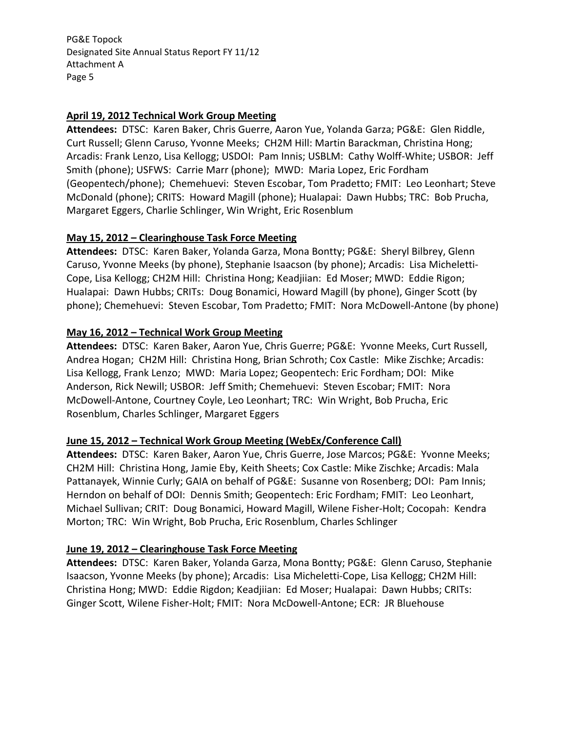**April 19, 2012 Technical Work Group Meeting**

**Attendees:** DTSC: Karen Baker, Chris Guerre, Aaron Yue, Yolanda Garza; PG&E: Glen Riddle, Curt Russell; Glenn Caruso, Yvonne Meeks; CH2M Hill: Martin Barackman, Christina Hong; Arcadis: Frank Lenzo, Lisa Kellogg; USDOI: Pam Innis; USBLM: Cathy Wolff-White; USBOR: Jeff Smith (phone); USFWS: Carrie Marr (phone); MWD: Maria Lopez, Eric Fordham (Geopentech/phone); Chemehuevi: Steven Escobar, Tom Pradetto; FMIT: Leo Leonhart; Steve McDonald (phone); CRITS: Howard Magill (phone); Hualapai: Dawn Hubbs; TRC: Bob Prucha, Margaret Eggers, Charlie Schlinger, Win Wright, Eric Rosenblum

**May 15, 2012 – Clearinghouse Task Force Meeting**

**Attendees:** DTSC: Karen Baker, Yolanda Garza, Mona Bontty; PG&E: Sheryl Bilbrey, Glenn Caruso, Yvonne Meeks (by phone), Stephanie Isaacson (by phone); Arcadis: Lisa Micheletti-Cope, Lisa Kellogg; CH2M Hill: Christina Hong; Keadjiian: Ed Moser; MWD: Eddie Rigon; Hualapai: Dawn Hubbs; CRITs: Doug Bonamici, Howard Magill (by phone), Ginger Scott (by phone); Chemehuevi: Steven Escobar, Tom Pradetto; FMIT: Nora McDowell-Antone (by phone)

**May 16, 2012 – Technical Work Group Meeting**

**Attendees:** DTSC: Karen Baker, Aaron Yue, Chris Guerre; PG&E: Yvonne Meeks, Curt Russell, Andrea Hogan; CH2M Hill: Christina Hong, Brian Schroth; Cox Castle: Mike Zischke; Arcadis: Lisa Kellogg, Frank Lenzo; MWD: Maria Lopez; Geopentech: Eric Fordham; DOI: Mike Anderson, Rick Newill; USBOR: Jeff Smith; Chemehuevi: Steven Escobar; FMIT: Nora McDowell-Antone, Courtney Coyle, Leo Leonhart; TRC: Win Wright, Bob Prucha, Eric Rosenblum, Charles Schlinger, Margaret Eggers

**June 15, 2012 – Technical Work Group Meeting (WebEx/Conference Call)**

**Attendees:** DTSC: Karen Baker, Aaron Yue, Chris Guerre, Jose Marcos; PG&E: Yvonne Meeks; CH2M Hill: Christina Hong, Jamie Eby, Keith Sheets; Cox Castle: Mike Zischke; Arcadis: Mala Pattanayek, Winnie Curly; GAIA on behalf of PG&E: Susanne von Rosenberg; DOI: Pam Innis; Herndon on behalf of DOI: Dennis Smith; Geopentech: Eric Fordham; FMIT: Leo Leonhart, Michael Sullivan; CRIT: Doug Bonamici, Howard Magill, Wilene Fisher-Holt; Cocopah: Kendra Morton; TRC: Win Wright, Bob Prucha, Eric Rosenblum, Charles Schlinger

**June 19, 2012 – Clearinghouse Task Force Meeting**

**Attendees:** DTSC: Karen Baker, Yolanda Garza, Mona Bontty; PG&E: Glenn Caruso, Stephanie Isaacson, Yvonne Meeks (by phone); Arcadis: Lisa Micheletti-Cope, Lisa Kellogg; CH2M Hill: Christina Hong; MWD: Eddie Rigdon; Keadjiian: Ed Moser; Hualapai: Dawn Hubbs; CRITs: Ginger Scott, Wilene Fisher-Holt; FMIT: Nora McDowell-Antone; ECR: JR Bluehouse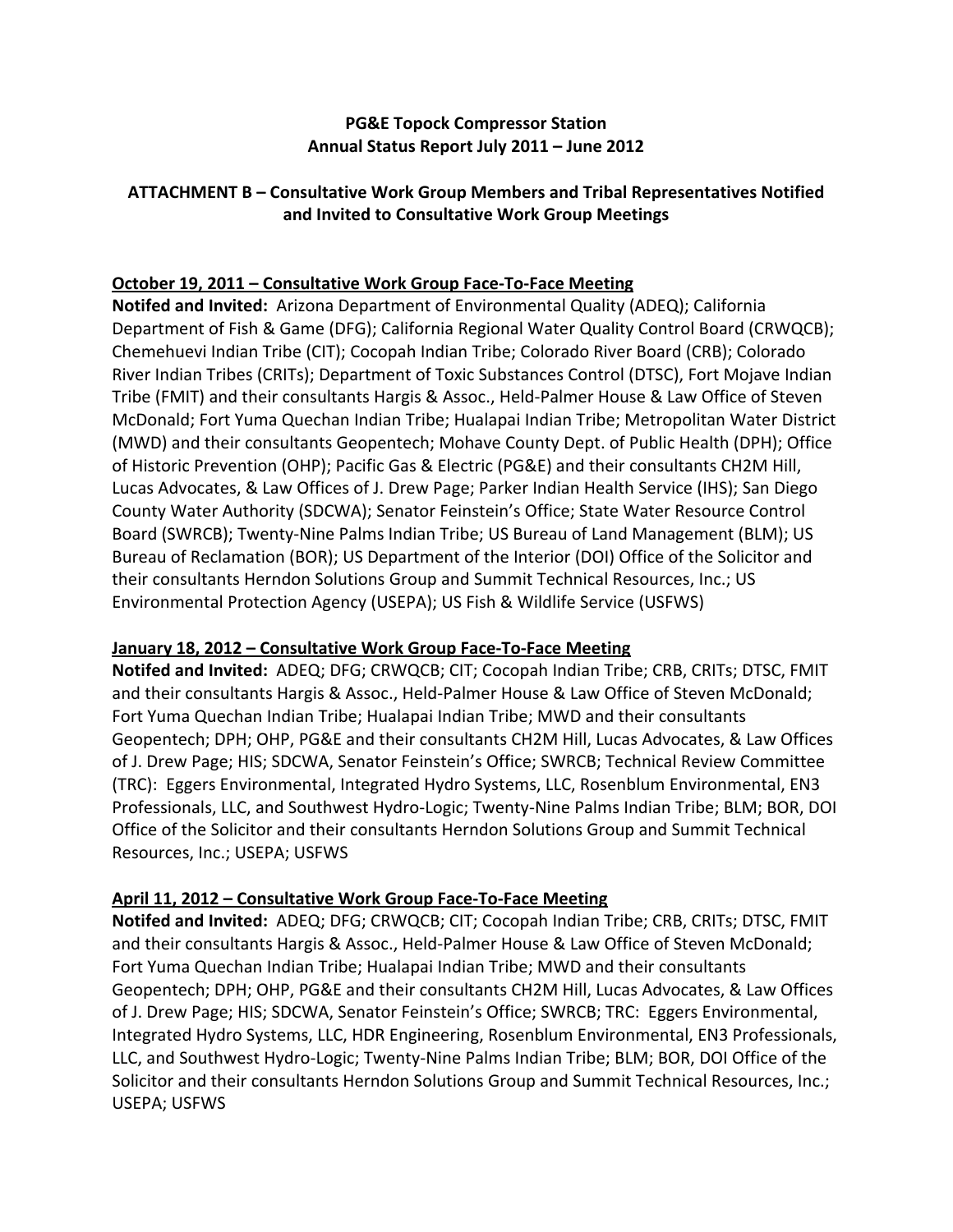**PG&E Topock Compressor Station**
**Annual Status Report July 2011 – June 2012**

**ATTACHMENT B – Consultative Work Group Members and Tribal Representatives Notified and Invited to Consultative Work Group Meetings**

**October 19, 2011 – Consultative Work Group Face-To-Face Meeting**

**Notifed and Invited:** Arizona Department of Environmental Quality (ADEQ); California Department of Fish & Game (DFG); California Regional Water Quality Control Board (CRWQCB); Chemehuevi Indian Tribe (CIT); Cocopah Indian Tribe; Colorado River Board (CRB); Colorado River Indian Tribes (CRITs); Department of Toxic Substances Control (DTSC), Fort Mojave Indian Tribe (FMIT) and their consultants Hargis & Assoc., Held-Palmer House & Law Office of Steven McDonald; Fort Yuma Quechan Indian Tribe; Hualapai Indian Tribe; Metropolitan Water District (MWD) and their consultants Geopentech; Mohave County Dept. of Public Health (DPH); Office of Historic Prevention (OHP); Pacific Gas & Electric (PG&E) and their consultants CH2M Hill, Lucas Advocates, & Law Offices of J. Drew Page; Parker Indian Health Service (IHS); San Diego County Water Authority (SDCWA); Senator Feinstein's Office; State Water Resource Control Board (SWRCB); Twenty-Nine Palms Indian Tribe; US Bureau of Land Management (BLM); US Bureau of Reclamation (BOR); US Department of the Interior (DOI) Office of the Solicitor and their consultants Herndon Solutions Group and Summit Technical Resources, Inc.; US Environmental Protection Agency (USEPA); US Fish & Wildlife Service (USFWS)

**January 18, 2012 – Consultative Work Group Face-To-Face Meeting**

**Notifed and Invited:** ADEQ; DFG; CRWQCB; CIT; Cocopah Indian Tribe; CRB, CRITs; DTSC, FMIT and their consultants Hargis & Assoc., Held-Palmer House & Law Office of Steven McDonald; Fort Yuma Quechan Indian Tribe; Hualapai Indian Tribe; MWD and their consultants Geopentech; DPH; OHP, PG&E and their consultants CH2M Hill, Lucas Advocates, & Law Offices of J. Drew Page; HIS; SDCWA, Senator Feinstein's Office; SWRCB; Technical Review Committee (TRC): Eggers Environmental, Integrated Hydro Systems, LLC, Rosenblum Environmental, EN3 Professionals, LLC, and Southwest Hydro-Logic; Twenty-Nine Palms Indian Tribe; BLM; BOR, DOI Office of the Solicitor and their consultants Herndon Solutions Group and Summit Technical Resources, Inc.; USEPA; USFWS

**April 11, 2012 – Consultative Work Group Face-To-Face Meeting**

**Notifed and Invited:** ADEQ; DFG; CRWQCB; CIT; Cocopah Indian Tribe; CRB, CRITs; DTSC, FMIT and their consultants Hargis & Assoc., Held-Palmer House & Law Office of Steven McDonald; Fort Yuma Quechan Indian Tribe; Hualapai Indian Tribe; MWD and their consultants Geopentech; DPH; OHP, PG&E and their consultants CH2M Hill, Lucas Advocates, & Law Offices of J. Drew Page; HIS; SDCWA, Senator Feinstein's Office; SWRCB; TRC: Eggers Environmental, Integrated Hydro Systems, LLC, HDR Engineering, Rosenblum Environmental, EN3 Professionals, LLC, and Southwest Hydro-Logic; Twenty-Nine Palms Indian Tribe; BLM; BOR, DOI Office of the Solicitor and their consultants Herndon Solutions Group and Summit Technical Resources, Inc.; USEPA; USFWS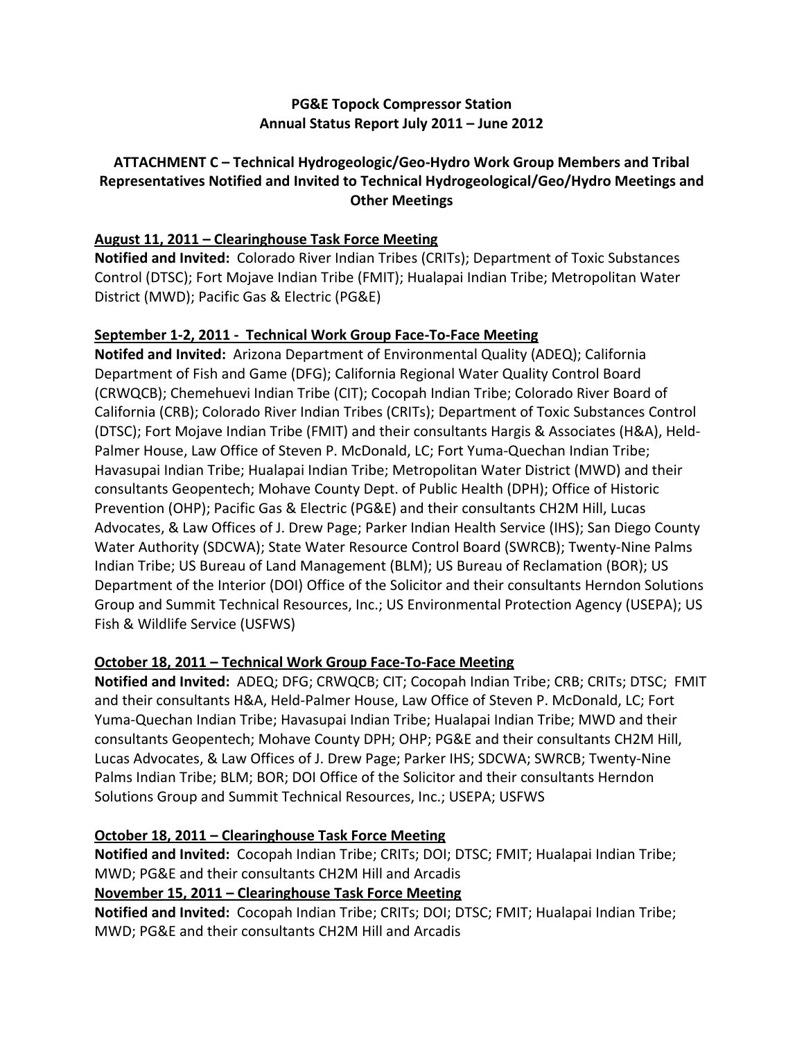**PG&E Topock Compressor Station**
**Annual Status Report July 2011 – June 2012**

**ATTACHMENT C – Technical Hydrogeologic/Geo-Hydro Work Group Members and Tribal Representatives Notified and Invited to Technical Hydrogeological/Geo/Hydro Meetings and Other Meetings**

**August 11, 2011 – Clearinghouse Task Force Meeting**

**Notified and Invited:** Colorado River Indian Tribes (CRITs); Department of Toxic Substances Control (DTSC); Fort Mojave Indian Tribe (FMIT); Hualapai Indian Tribe; Metropolitan Water District (MWD); Pacific Gas & Electric (PG&E)

**September 1-2, 2011 - Technical Work Group Face-To-Face Meeting**

**Notifed and Invited:** Arizona Department of Environmental Quality (ADEQ); California Department of Fish and Game (DFG); California Regional Water Quality Control Board (CRWQCB); Chemehuevi Indian Tribe (CIT); Cocopah Indian Tribe; Colorado River Board of California (CRB); Colorado River Indian Tribes (CRITs); Department of Toxic Substances Control (DTSC); Fort Mojave Indian Tribe (FMIT) and their consultants Hargis & Associates (H&A), Held-Palmer House, Law Office of Steven P. McDonald, LC; Fort Yuma-Quechan Indian Tribe; Havasupai Indian Tribe; Hualapai Indian Tribe; Metropolitan Water District (MWD) and their consultants Geopentech; Mohave County Dept. of Public Health (DPH); Office of Historic Prevention (OHP); Pacific Gas & Electric (PG&E) and their consultants CH2M Hill, Lucas Advocates, & Law Offices of J. Drew Page; Parker Indian Health Service (IHS); San Diego County Water Authority (SDCWA); State Water Resource Control Board (SWRCB); Twenty-Nine Palms Indian Tribe; US Bureau of Land Management (BLM); US Bureau of Reclamation (BOR); US Department of the Interior (DOI) Office of the Solicitor and their consultants Herndon Solutions Group and Summit Technical Resources, Inc.; US Environmental Protection Agency (USEPA); US Fish & Wildlife Service (USFWS)

**October 18, 2011 – Technical Work Group Face-To-Face Meeting**

**Notified and Invited:** ADEQ; DFG; CRWQCB; CIT; Cocopah Indian Tribe; CRB; CRITs; DTSC; FMIT and their consultants H&A, Held-Palmer House, Law Office of Steven P. McDonald, LC; Fort Yuma-Quechan Indian Tribe; Havasupai Indian Tribe; Hualapai Indian Tribe; MWD and their consultants Geopentech; Mohave County DPH; OHP; PG&E and their consultants CH2M Hill, Lucas Advocates, & Law Offices of J. Drew Page; Parker IHS; SDCWA; SWRCB; Twenty-Nine Palms Indian Tribe; BLM; BOR; DOI Office of the Solicitor and their consultants Herndon Solutions Group and Summit Technical Resources, Inc.; USEPA; USFWS

**October 18, 2011 – Clearinghouse Task Force Meeting**

**Notified and Invited:** Cocopah Indian Tribe; CRITs; DOI; DTSC; FMIT; Hualapai Indian Tribe; MWD; PG&E and their consultants CH2M Hill and Arcadis

**November 15, 2011 – Clearinghouse Task Force Meeting**

**Notified and Invited:** Cocopah Indian Tribe; CRITs; DOI; DTSC; FMIT; Hualapai Indian Tribe; MWD; PG&E and their consultants CH2M Hill and Arcadis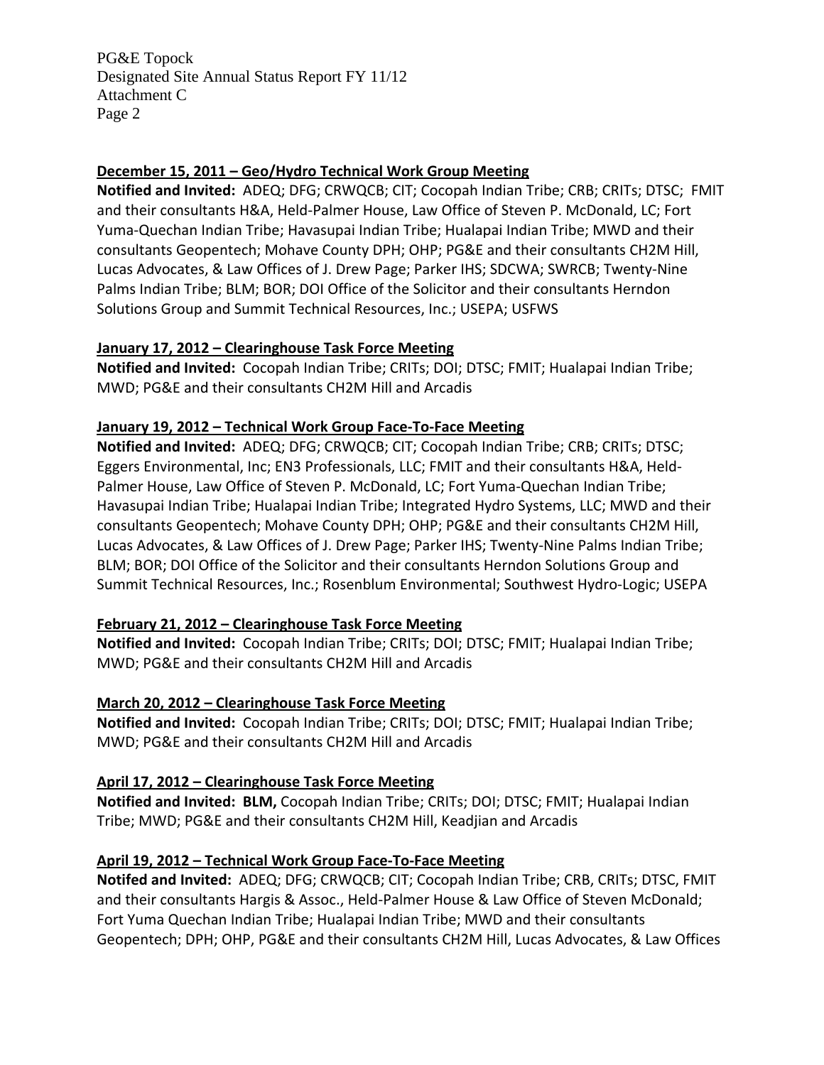**December 15, 2011 – Geo/Hydro Technical Work Group Meeting**
**Notified and Invited:** ADEQ; DFG; CRWQCB; CIT; Cocopah Indian Tribe; CRB; CRITs; DTSC; FMIT and their consultants H&A, Held-Palmer House, Law Office of Steven P. McDonald, LC; Fort Yuma-Quechan Indian Tribe; Havasupai Indian Tribe; Hualapai Indian Tribe; MWD and their consultants Geopentech; Mohave County DPH; OHP; PG&E and their consultants CH2M Hill, Lucas Advocates, & Law Offices of J. Drew Page; Parker IHS; SDCWA; SWRCB; Twenty-Nine Palms Indian Tribe; BLM; BOR; DOI Office of the Solicitor and their consultants Herndon Solutions Group and Summit Technical Resources, Inc.; USEPA; USFWS

**January 17, 2012 – Clearinghouse Task Force Meeting**
**Notified and Invited:** Cocopah Indian Tribe; CRITs; DOI; DTSC; FMIT; Hualapai Indian Tribe; MWD; PG&E and their consultants CH2M Hill and Arcadis

**January 19, 2012 – Technical Work Group Face-To-Face Meeting**
**Notified and Invited:** ADEQ; DFG; CRWQCB; CIT; Cocopah Indian Tribe; CRB; CRITs; DTSC; Eggers Environmental, Inc; EN3 Professionals, LLC; FMIT and their consultants H&A, Held-Palmer House, Law Office of Steven P. McDonald, LC; Fort Yuma-Quechan Indian Tribe; Havasupai Indian Tribe; Hualapai Indian Tribe; Integrated Hydro Systems, LLC; MWD and their consultants Geopentech; Mohave County DPH; OHP; PG&E and their consultants CH2M Hill, Lucas Advocates, & Law Offices of J. Drew Page; Parker IHS; Twenty-Nine Palms Indian Tribe; BLM; BOR; DOI Office of the Solicitor and their consultants Herndon Solutions Group and Summit Technical Resources, Inc.; Rosenblum Environmental; Southwest Hydro-Logic; USEPA

**February 21, 2012 – Clearinghouse Task Force Meeting**
**Notified and Invited:** Cocopah Indian Tribe; CRITs; DOI; DTSC; FMIT; Hualapai Indian Tribe; MWD; PG&E and their consultants CH2M Hill and Arcadis

**March 20, 2012 – Clearinghouse Task Force Meeting**
**Notified and Invited:** Cocopah Indian Tribe; CRITs; DOI; DTSC; FMIT; Hualapai Indian Tribe; MWD; PG&E and their consultants CH2M Hill and Arcadis

**April 17, 2012 – Clearinghouse Task Force Meeting**
**Notified and Invited: BLM,** Cocopah Indian Tribe; CRITs; DOI; DTSC; FMIT; Hualapai Indian Tribe; MWD; PG&E and their consultants CH2M Hill, Keadjian and Arcadis

**April 19, 2012 – Technical Work Group Face-To-Face Meeting**
**Notifed and Invited:** ADEQ; DFG; CRWQCB; CIT; Cocopah Indian Tribe; CRB, CRITs; DTSC, FMIT and their consultants Hargis & Assoc., Held-Palmer House & Law Office of Steven McDonald; Fort Yuma Quechan Indian Tribe; Hualapai Indian Tribe; MWD and their consultants Geopentech; DPH; OHP, PG&E and their consultants CH2M Hill, Lucas Advocates, & Law Offices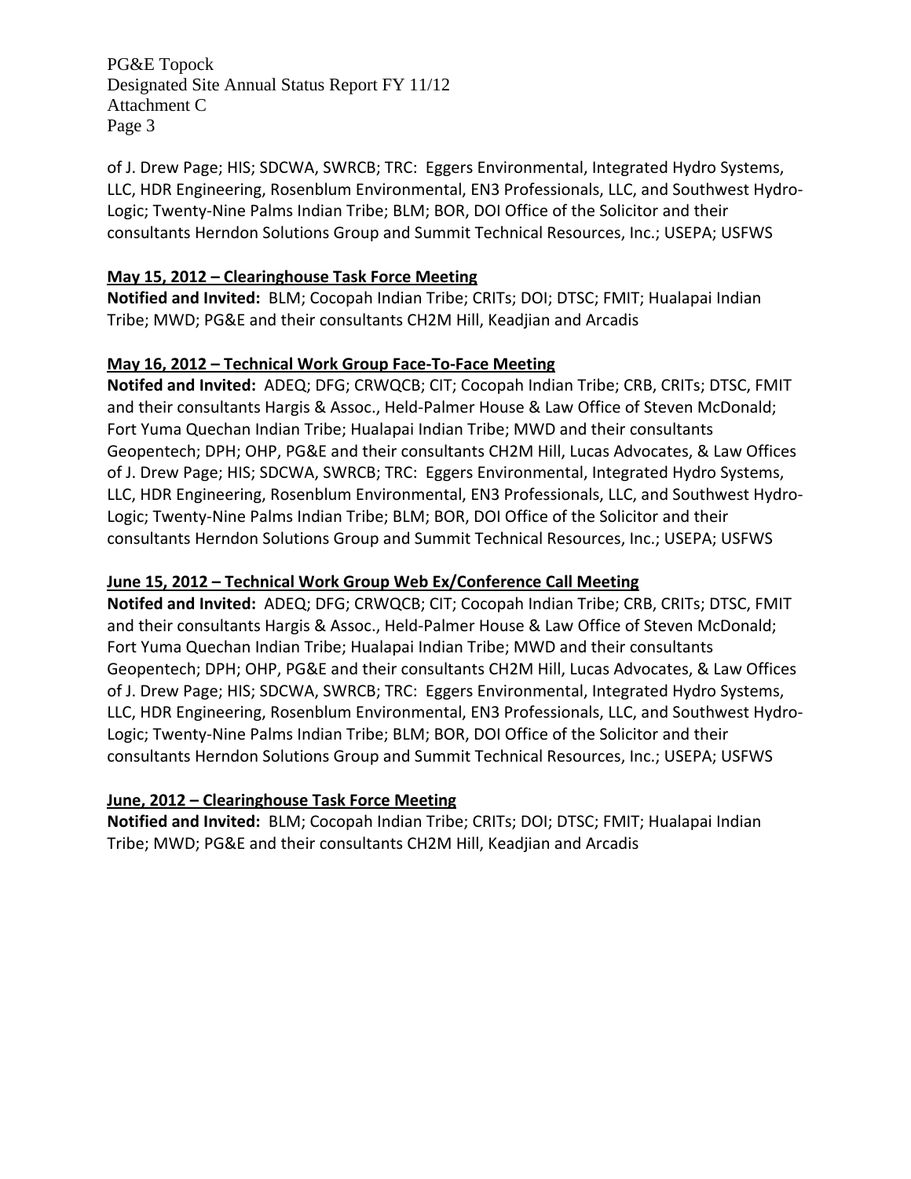of J. Drew Page; HIS; SDCWA, SWRCB; TRC: Eggers Environmental, Integrated Hydro Systems, LLC, HDR Engineering, Rosenblum Environmental, EN3 Professionals, LLC, and Southwest Hydro-Logic; Twenty-Nine Palms Indian Tribe; BLM; BOR, DOI Office of the Solicitor and their consultants Herndon Solutions Group and Summit Technical Resources, Inc.; USEPA; USFWS

**May 15, 2012 – Clearinghouse Task Force Meeting**

**Notified and Invited:** BLM; Cocopah Indian Tribe; CRITs; DOI; DTSC; FMIT; Hualapai Indian Tribe; MWD; PG&E and their consultants CH2M Hill, Keadjian and Arcadis

**May 16, 2012 – Technical Work Group Face-To-Face Meeting**

**Notifed and Invited:** ADEQ; DFG; CRWQCB; CIT; Cocopah Indian Tribe; CRB, CRITs; DTSC, FMIT and their consultants Hargis & Assoc., Held-Palmer House & Law Office of Steven McDonald; Fort Yuma Quechan Indian Tribe; Hualapai Indian Tribe; MWD and their consultants Geopentech; DPH; OHP, PG&E and their consultants CH2M Hill, Lucas Advocates, & Law Offices of J. Drew Page; HIS; SDCWA, SWRCB; TRC: Eggers Environmental, Integrated Hydro Systems, LLC, HDR Engineering, Rosenblum Environmental, EN3 Professionals, LLC, and Southwest Hydro-Logic; Twenty-Nine Palms Indian Tribe; BLM; BOR, DOI Office of the Solicitor and their consultants Herndon Solutions Group and Summit Technical Resources, Inc.; USEPA; USFWS

**June 15, 2012 – Technical Work Group Web Ex/Conference Call Meeting**

**Notifed and Invited:** ADEQ; DFG; CRWQCB; CIT; Cocopah Indian Tribe; CRB, CRITs; DTSC, FMIT and their consultants Hargis & Assoc., Held-Palmer House & Law Office of Steven McDonald; Fort Yuma Quechan Indian Tribe; Hualapai Indian Tribe; MWD and their consultants Geopentech; DPH; OHP, PG&E and their consultants CH2M Hill, Lucas Advocates, & Law Offices of J. Drew Page; HIS; SDCWA, SWRCB; TRC: Eggers Environmental, Integrated Hydro Systems, LLC, HDR Engineering, Rosenblum Environmental, EN3 Professionals, LLC, and Southwest Hydro-Logic; Twenty-Nine Palms Indian Tribe; BLM; BOR, DOI Office of the Solicitor and their consultants Herndon Solutions Group and Summit Technical Resources, Inc.; USEPA; USFWS

**June, 2012 – Clearinghouse Task Force Meeting**

**Notified and Invited:** BLM; Cocopah Indian Tribe; CRITs; DOI; DTSC; FMIT; Hualapai Indian Tribe; MWD; PG&E and their consultants CH2M Hill, Keadjian and Arcadis